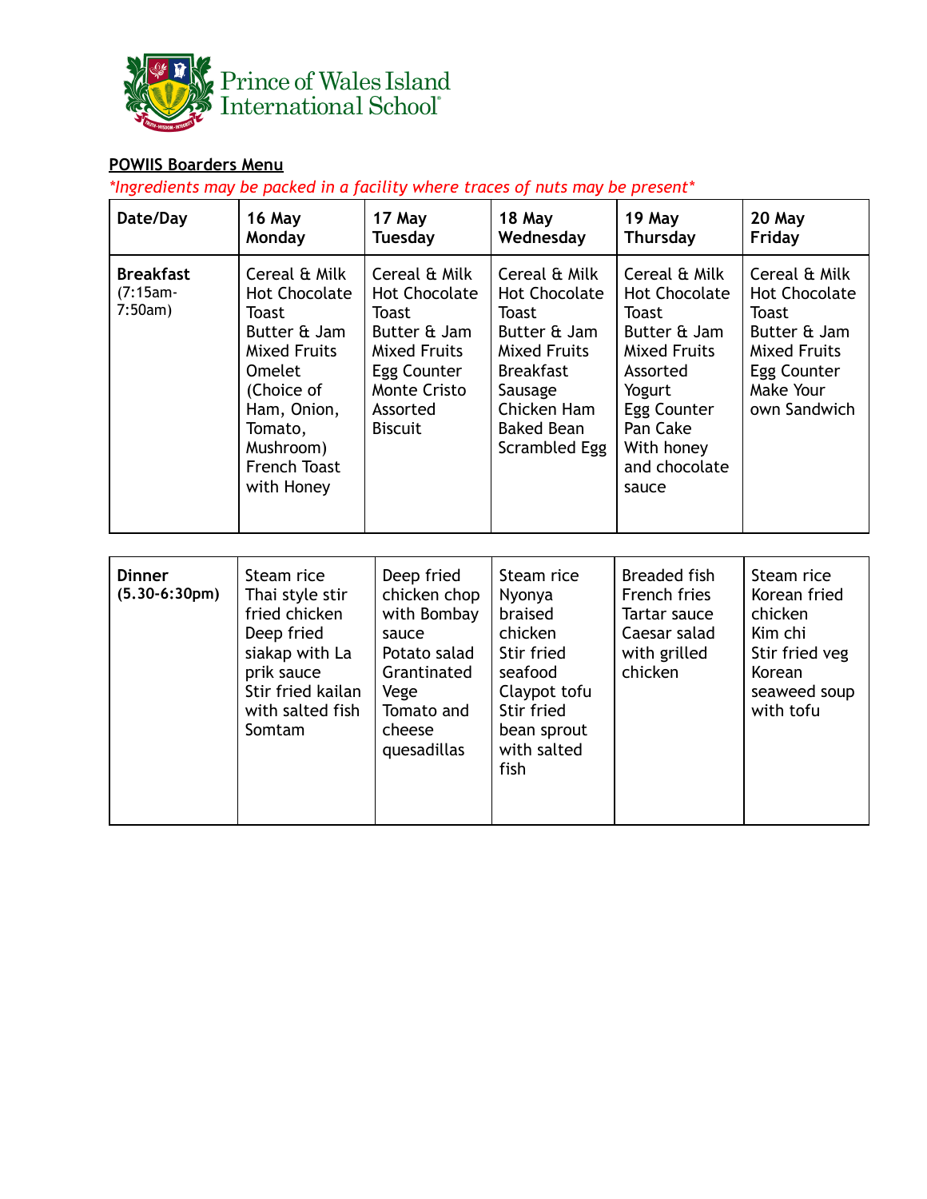Prince of Wales Island International School

**POWIIS Boarders Menu**

*\*Ingredients may be packed in a facility where traces of nuts may be present\**

| Date/Day | 16 May Monday | 17 May Tuesday | 18 May Wednesday | 19 May Thursday | 20 May Friday |
|---|---|---|---|---|---|
| **Breakfast** (7:15am-7:50am) | Cereal & Milk<br>Hot Chocolate<br>Toast<br>Butter & Jam<br>Mixed Fruits<br>Omelet (Choice of Ham, Onion, Tomato, Mushroom)<br>French Toast with Honey | Cereal & Milk<br>Hot Chocolate<br>Toast<br>Butter & Jam<br>Mixed Fruits<br>Egg Counter<br>Monte Cristo<br>Assorted Biscuit | Cereal & Milk<br>Hot Chocolate<br>Toast<br>Butter & Jam<br>Mixed Fruits<br>Breakfast Sausage<br>Chicken Ham<br>Baked Bean<br>Scrambled Egg | Cereal & Milk<br>Hot Chocolate<br>Toast<br>Butter & Jam<br>Mixed Fruits<br>Assorted Yogurt<br>Egg Counter<br>Pan Cake With honey and chocolate sauce | Cereal & Milk<br>Hot Chocolate<br>Toast<br>Butter & Jam<br>Mixed Fruits<br>Egg Counter<br>Make Your own Sandwich |
| **Dinner** **(5.30-6:30pm)** | Steam rice<br>Thai style stir fried chicken<br>Deep fried siakap with La prik sauce<br>Stir fried kailan with salted fish<br>Somtam | Deep fried chicken chop with Bombay sauce<br>Potato salad<br>Grantinated Vege<br>Tomato and cheese quesadillas | Steam rice<br>Nyonya braised chicken<br>Stir fried seafood<br>Claypot tofu<br>Stir fried bean sprout with salted fish | Breaded fish<br>French fries<br>Tartar sauce<br>Caesar salad with grilled chicken | Steam rice<br>Korean fried chicken<br>Kim chi<br>Stir fried veg<br>Korean seaweed soup with tofu |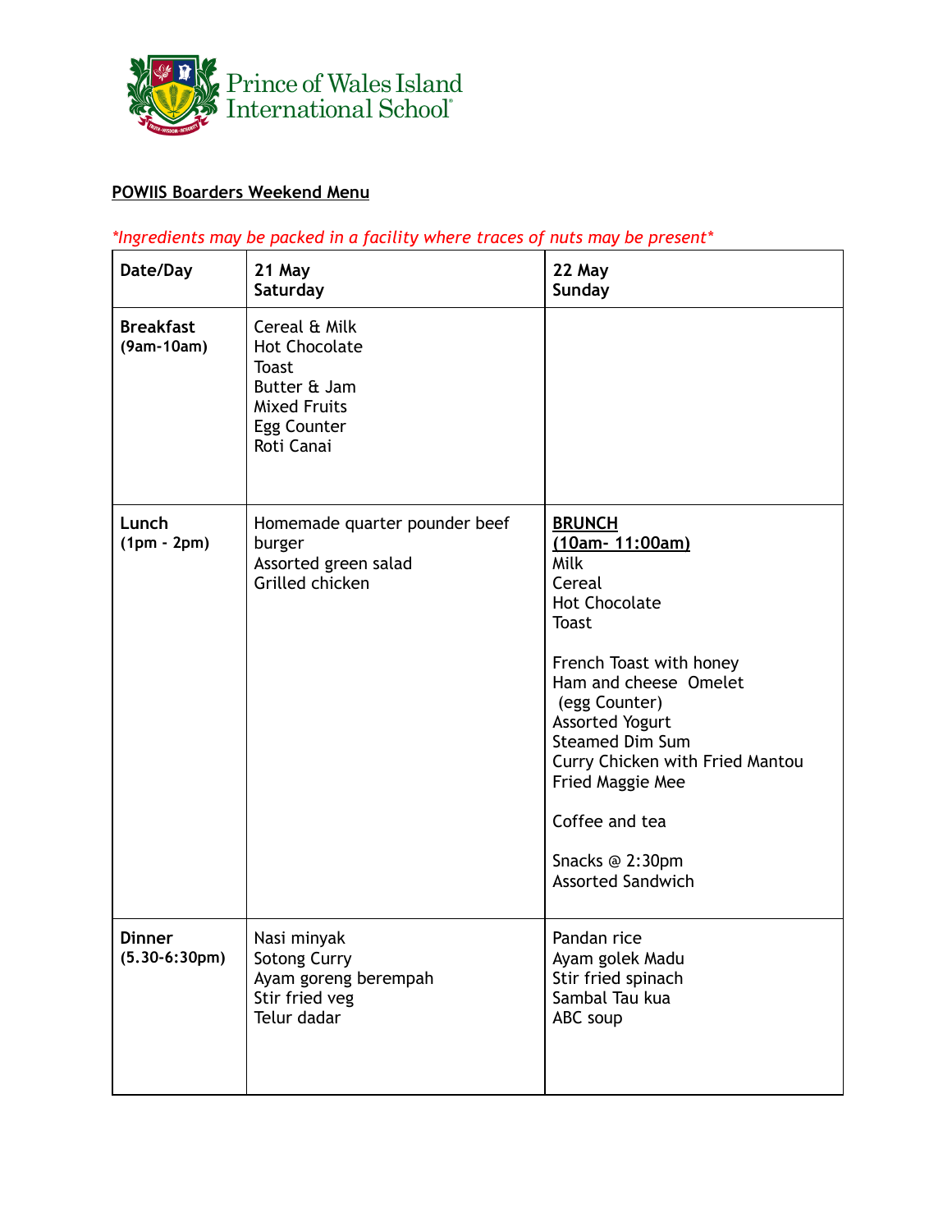Prince of Wales Island International School

**POWIIS Boarders Weekend Menu**

*\*Ingredients may be packed in a facility where traces of nuts may be present\**

| **Date/Day** | **21 May Saturday** | **22 May Sunday** |
|---|---|---|
| **Breakfast (9am-10am)** | Cereal & Milk<br>Hot Chocolate<br>Toast<br>Butter & Jam<br>Mixed Fruits<br>Egg Counter<br>Roti Canai | |
| **Lunch (1pm - 2pm)** | Homemade quarter pounder beef burger<br>Assorted green salad<br>Grilled chicken | **BRUNCH (10am- 11:00am)**<br>Milk<br>Cereal<br>Hot Chocolate<br>Toast<br><br>French Toast with honey<br>Ham and cheese Omelet (egg Counter)<br>Assorted Yogurt<br>Steamed Dim Sum<br>Curry Chicken with Fried Mantou<br>Fried Maggie Mee<br><br>Coffee and tea<br><br>Snacks @ 2:30pm<br>Assorted Sandwich |
| **Dinner (5.30-6:30pm)** | Nasi minyak<br>Sotong Curry<br>Ayam goreng berempah<br>Stir fried veg<br>Telur dadar | Pandan rice<br>Ayam golek Madu<br>Stir fried spinach<br>Sambal Tau kua<br>ABC soup |